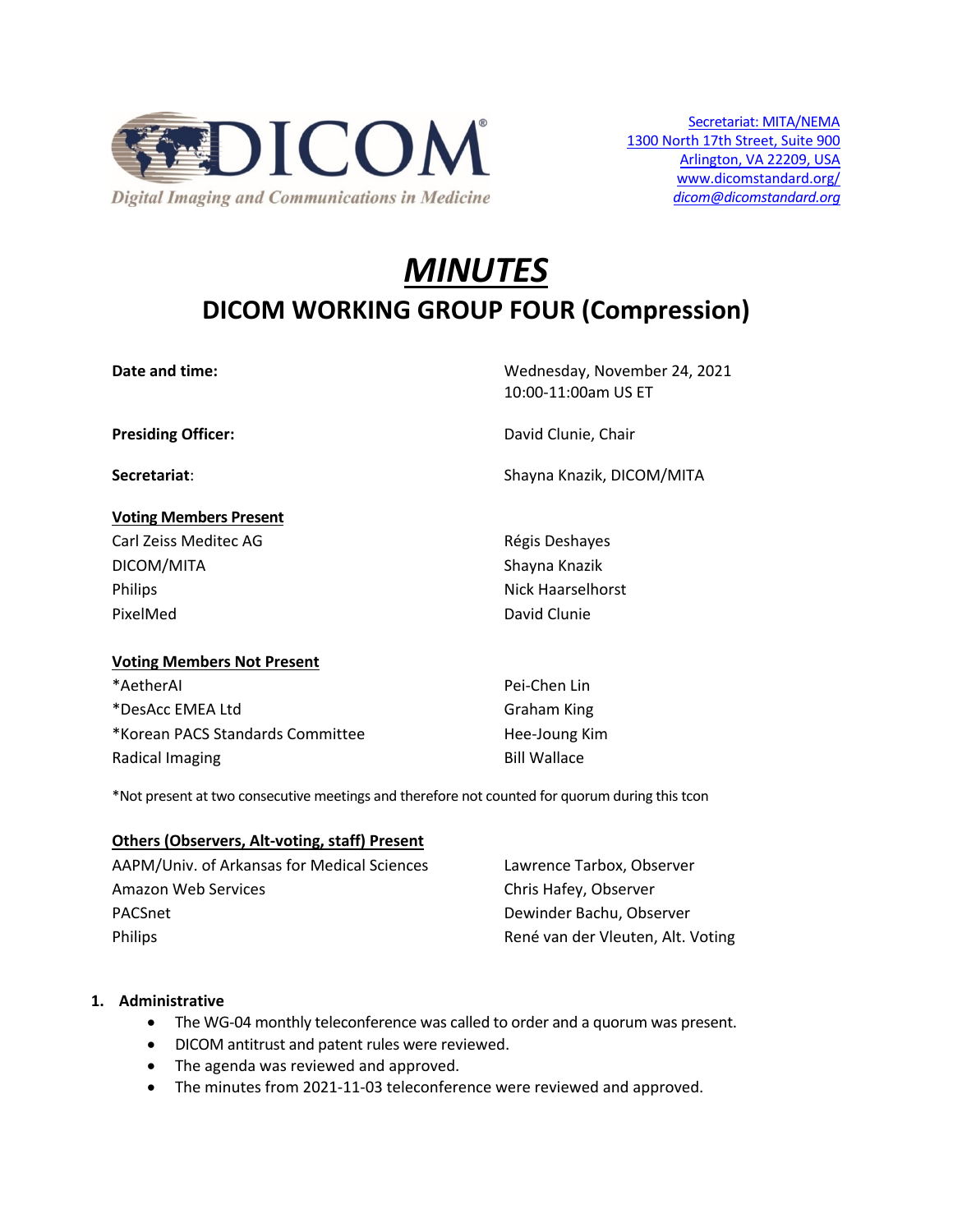DICOM

*Digital Imaging and Communications in Medicine*

Secretariat: MITA/NEMA
1300 North 17th Street, Suite 900
Arlington, VA 22209, USA
www.dicomstandard.org/
*dicom@dicomstandard.org*

# *MINUTES*

## DICOM WORKING GROUP FOUR (Compression)

| | |
|---|---|
| **Date and time:** | Wednesday, November 24, 2021<br>10:00-11:00am US ET |
| **Presiding Officer:** | David Clunie, Chair |
| **Secretariat**: | Shayna Knazik, DICOM/MITA |

**Voting Members Present**

| | |
|---|---|
| Carl Zeiss Meditec AG | Régis Deshayes |
| DICOM/MITA | Shayna Knazik |
| Philips | Nick Haarselhorst |
| PixelMed | David Clunie |

**Voting Members Not Present**

| | |
|---|---|
| *AetherAI | Pei-Chen Lin |
| *DesAcc EMEA Ltd | Graham King |
| *Korean PACS Standards Committee | Hee-Joung Kim |
| Radical Imaging | Bill Wallace |

*Not present at two consecutive meetings and therefore not counted for quorum during this tcon

**Others (Observers, Alt-voting, staff) Present**

| | |
|---|---|
| AAPM/Univ. of Arkansas for Medical Sciences | Lawrence Tarbox, Observer |
| Amazon Web Services | Chris Hafey, Observer |
| PACSnet | Dewinder Bachu, Observer |
| Philips | René van der Vleuten, Alt. Voting |

**1. Administrative**

- The WG-04 monthly teleconference was called to order and a quorum was present.
- DICOM antitrust and patent rules were reviewed.
- The agenda was reviewed and approved.
- The minutes from 2021-11-03 teleconference were reviewed and approved.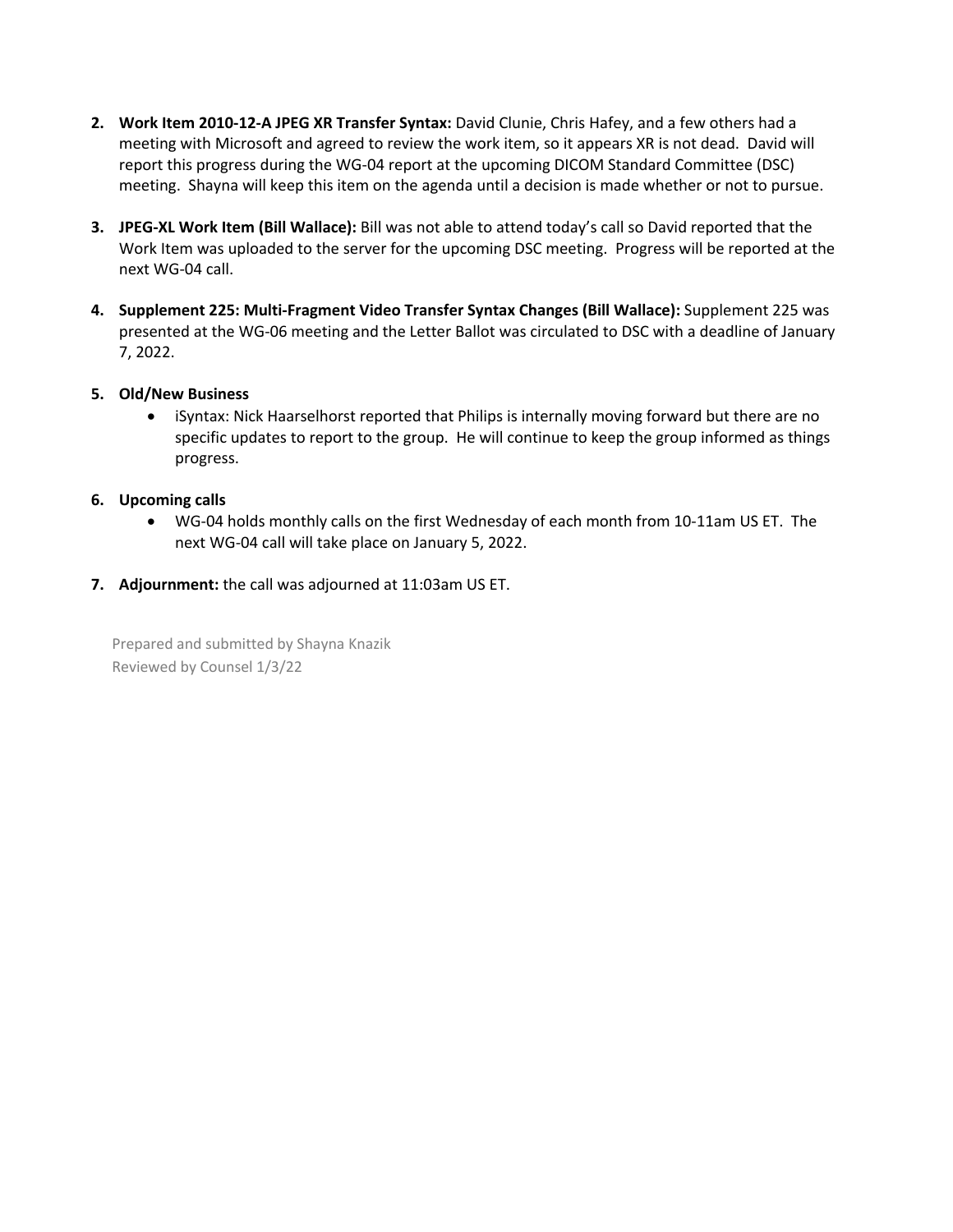2. **Work Item 2010-12-A JPEG XR Transfer Syntax:** David Clunie, Chris Hafey, and a few others had a meeting with Microsoft and agreed to review the work item, so it appears XR is not dead. David will report this progress during the WG-04 report at the upcoming DICOM Standard Committee (DSC) meeting. Shayna will keep this item on the agenda until a decision is made whether or not to pursue.

3. **JPEG-XL Work Item (Bill Wallace):** Bill was not able to attend today's call so David reported that the Work Item was uploaded to the server for the upcoming DSC meeting. Progress will be reported at the next WG-04 call.

4. **Supplement 225: Multi-Fragment Video Transfer Syntax Changes (Bill Wallace):** Supplement 225 was presented at the WG-06 meeting and the Letter Ballot was circulated to DSC with a deadline of January 7, 2022.

5. **Old/New Business**
   - iSyntax: Nick Haarselhorst reported that Philips is internally moving forward but there are no specific updates to report to the group. He will continue to keep the group informed as things progress.

6. **Upcoming calls**
   - WG-04 holds monthly calls on the first Wednesday of each month from 10-11am US ET. The next WG-04 call will take place on January 5, 2022.

7. **Adjournment:** the call was adjourned at 11:03am US ET.

Prepared and submitted by Shayna Knazik
Reviewed by Counsel 1/3/22